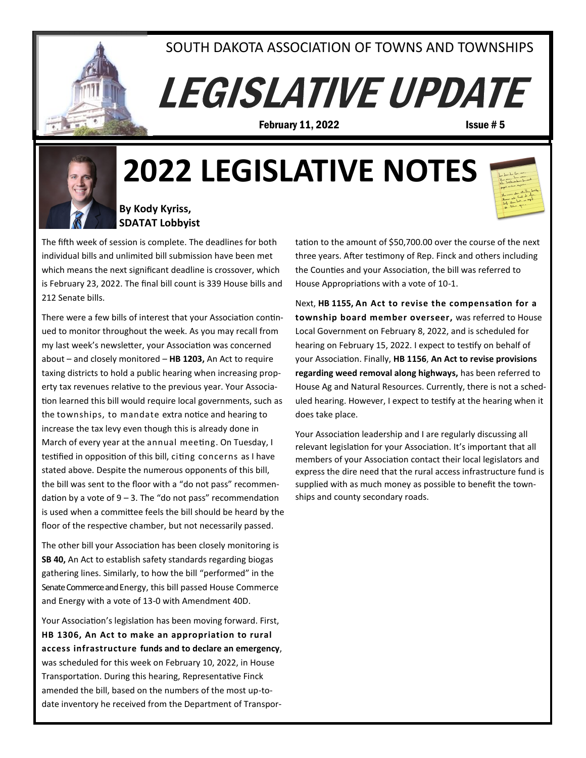SOUTH DAKOTA ASSOCIATION OF TOWNS AND TOWNSHIPS

# LEGISLATIVE UPDATE

February 11, 2022 Issue # 5

# 2022 LEGISLATIVE NOTES

**By Kody Kyriss, SDATAT Lobbyist**

The fifth week of session is complete. The deadlines for both individual bills and unlimited bill submission have been met which means the next significant deadline is crossover, which is February 23, 2022. The final bill count is 339 House bills and 212 Senate bills.

There were a few bills of interest that your Association continued to monitor throughout the week. As you may recall from my last week's newsletter, your Association was concerned about – and closely monitored – **HB 1203,** An Act to require taxing districts to hold a public hearing when increasing property tax revenues relative to the previous year. Your Association learned this bill would require local governments, such as the townships, to mandate extra notice and hearing to increase the tax levy even though this is already done in March of every year at the annual meeting. On Tuesday, I testified in opposition of this bill, citing concerns as I have stated above. Despite the numerous opponents of this bill, the bill was sent to the floor with a "do not pass" recommendation by a vote of 9 – 3. The "do not pass" recommendation is used when a committee feels the bill should be heard by the floor of the respective chamber, but not necessarily passed.

The other bill your Association has been closely monitoring is **SB 40,** An Act to establish safety standards regarding biogas gathering lines. Similarly, to how the bill "performed" in the Senate Commerce and Energy, this bill passed House Commerce and Energy with a vote of 13-0 with Amendment 40D.

Your Association's legislation has been moving forward. First, **HB 1306, An Act to make an appropriation to rural access infrastructure funds and to declare an emergency**, was scheduled for this week on February 10, 2022, in House Transportation. During this hearing, Representative Finck amended the bill, based on the numbers of the most up-to-date inventory he received from the Department of Transportation to the amount of $50,700.00 over the course of the next three years. After testimony of Rep. Finck and others including the Counties and your Association, the bill was referred to House Appropriations with a vote of 10-1.

Next, **HB 1155, An Act to revise the compensation for a township board member overseer,** was referred to House Local Government on February 8, 2022, and is scheduled for hearing on February 15, 2022. I expect to testify on behalf of your Association. Finally, **HB 1156**, **An Act to revise provisions regarding weed removal along highways,** has been referred to House Ag and Natural Resources. Currently, there is not a scheduled hearing. However, I expect to testify at the hearing when it does take place.

Your Association leadership and I are regularly discussing all relevant legislation for your Association. It's important that all members of your Association contact their local legislators and express the dire need that the rural access infrastructure fund is supplied with as much money as possible to benefit the townships and county secondary roads.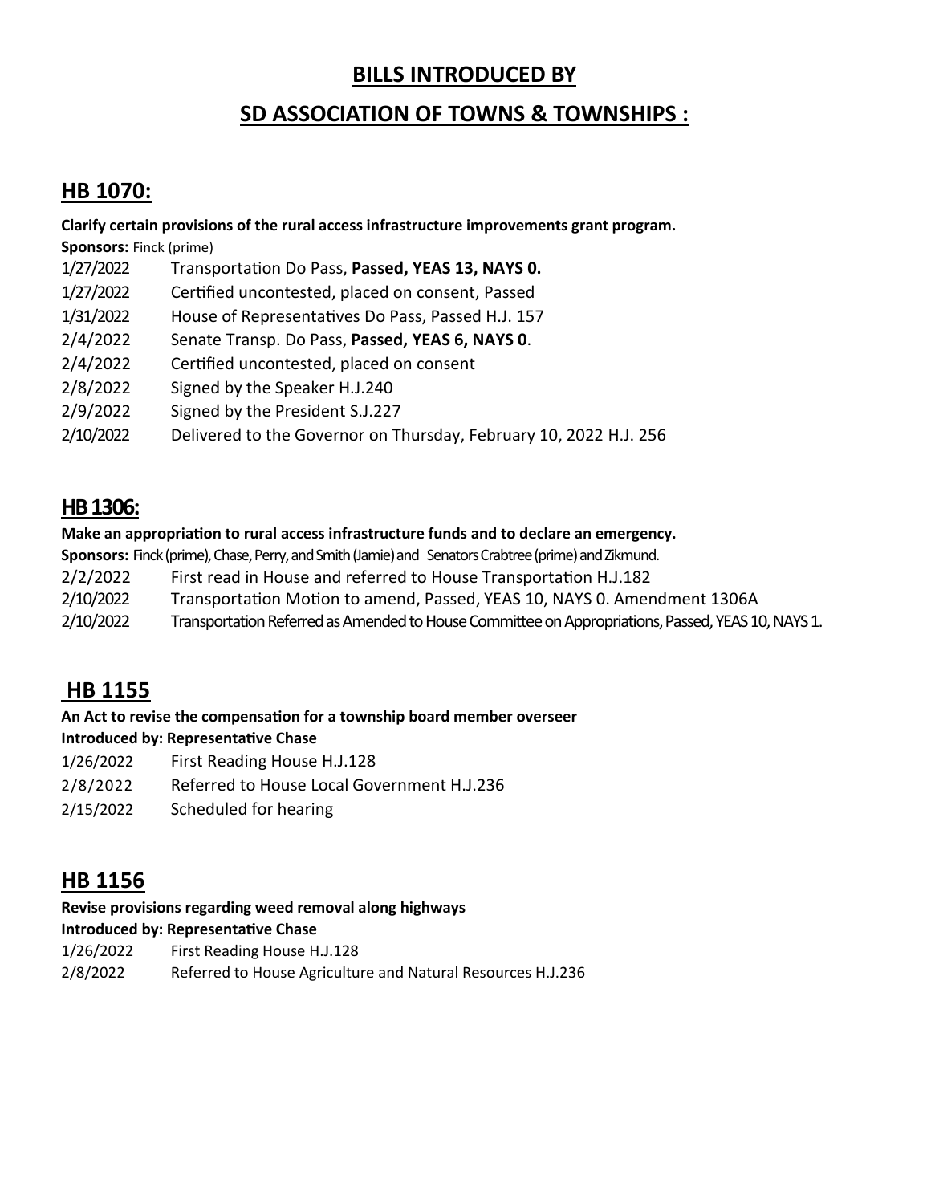# BILLS INTRODUCED BY

# SD ASSOCIATION OF TOWNS & TOWNSHIPS :

## HB 1070:

**Clarify certain provisions of the rural access infrastructure improvements grant program.**

**Sponsors:** Finck (prime)

| | |
|---|---|
| 1/27/2022 | Transportation Do Pass, **Passed, YEAS 13, NAYS 0.** |
| 1/27/2022 | Certified uncontested, placed on consent, Passed |
| 1/31/2022 | House of Representatives Do Pass, Passed H.J. 157 |
| 2/4/2022 | Senate Transp. Do Pass, **Passed, YEAS 6, NAYS 0**. |
| 2/4/2022 | Certified uncontested, placed on consent |
| 2/8/2022 | Signed by the Speaker H.J.240 |
| 2/9/2022 | Signed by the President S.J.227 |
| 2/10/2022 | Delivered to the Governor on Thursday, February 10, 2022 H.J. 256 |

## HB 1306:

**Make an appropriation to rural access infrastructure funds and to declare an emergency.**

**Sponsors:** Finck (prime), Chase, Perry, and Smith (Jamie) and Senators Crabtree (prime) and Zikmund.

| | |
|---|---|
| 2/2/2022 | First read in House and referred to House Transportation H.J.182 |
| 2/10/2022 | Transportation Motion to amend, Passed, YEAS 10, NAYS 0. Amendment 1306A |
| 2/10/2022 | Transportation Referred as Amended to House Committee on Appropriations, Passed, YEAS 10, NAYS 1. |

## HB 1155

**An Act to revise the compensation for a township board member overseer**

**Introduced by: Representative Chase**

| | |
|---|---|
| 1/26/2022 | First Reading House H.J.128 |
| 2/8/2022 | Referred to House Local Government H.J.236 |
| 2/15/2022 | Scheduled for hearing |

## HB 1156

**Revise provisions regarding weed removal along highways**

**Introduced by: Representative Chase**

| | |
|---|---|
| 1/26/2022 | First Reading House H.J.128 |
| 2/8/2022 | Referred to House Agriculture and Natural Resources H.J.236 |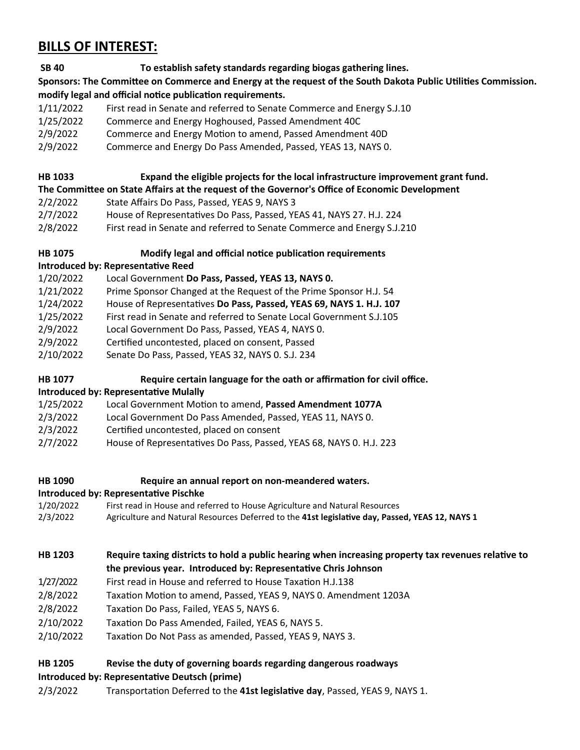# BILLS OF INTEREST:

**SB 40 To establish safety standards regarding biogas gathering lines.**

**Sponsors: The Committee on Commerce and Energy at the request of the South Dakota Public Utilities Commission. modify legal and official notice publication requirements.**

| | |
|---|---|
| 1/11/2022 | First read in Senate and referred to Senate Commerce and Energy S.J.10 |
| 1/25/2022 | Commerce and Energy Hoghoused, Passed Amendment 40C |
| 2/9/2022 | Commerce and Energy Motion to amend, Passed Amendment 40D |
| 2/9/2022 | Commerce and Energy Do Pass Amended, Passed, YEAS 13, NAYS 0. |

**HB 1033 Expand the eligible projects for the local infrastructure improvement grant fund.**

**The Committee on State Affairs at the request of the Governor's Office of Economic Development**

| | |
|---|---|
| 2/2/2022 | State Affairs Do Pass, Passed, YEAS 9, NAYS 3 |
| 2/7/2022 | House of Representatives Do Pass, Passed, YEAS 41, NAYS 27. H.J. 224 |
| 2/8/2022 | First read in Senate and referred to Senate Commerce and Energy S.J.210 |

**HB 1075 Modify legal and official notice publication requirements**

**Introduced by: Representative Reed**

| | |
|---|---|
| 1/20/2022 | Local Government **Do Pass, Passed, YEAS 13, NAYS 0.** |
| 1/21/2022 | Prime Sponsor Changed at the Request of the Prime Sponsor H.J. 54 |
| 1/24/2022 | House of Representatives **Do Pass, Passed, YEAS 69, NAYS 1. H.J. 107** |
| 1/25/2022 | First read in Senate and referred to Senate Local Government S.J.105 |
| 2/9/2022 | Local Government Do Pass, Passed, YEAS 4, NAYS 0. |
| 2/9/2022 | Certified uncontested, placed on consent, Passed |
| 2/10/2022 | Senate Do Pass, Passed, YEAS 32, NAYS 0. S.J. 234 |

**HB 1077 Require certain language for the oath or affirmation for civil office.**

**Introduced by: Representative Mulally**

| | |
|---|---|
| 1/25/2022 | Local Government Motion to amend, **Passed Amendment 1077A** |
| 2/3/2022 | Local Government Do Pass Amended, Passed, YEAS 11, NAYS 0. |
| 2/3/2022 | Certified uncontested, placed on consent |
| 2/7/2022 | House of Representatives Do Pass, Passed, YEAS 68, NAYS 0. H.J. 223 |

**HB 1090 Require an annual report on non-meandered waters.**

**Introduced by: Representative Pischke**

| | |
|---|---|
| 1/20/2022 | First read in House and referred to House Agriculture and Natural Resources |
| 2/3/2022 | Agriculture and Natural Resources Deferred to the **41st legislative day, Passed, YEAS 12, NAYS 1** |

**HB 1203 Require taxing districts to hold a public hearing when increasing property tax revenues relative to the previous year. Introduced by: Representative Chris Johnson**

| | |
|---|---|
| 1/27/2022 | First read in House and referred to House Taxation H.J.138 |
| 2/8/2022 | Taxation Motion to amend, Passed, YEAS 9, NAYS 0. Amendment 1203A |
| 2/8/2022 | Taxation Do Pass, Failed, YEAS 5, NAYS 6. |
| 2/10/2022 | Taxation Do Pass Amended, Failed, YEAS 6, NAYS 5. |
| 2/10/2022 | Taxation Do Not Pass as amended, Passed, YEAS 9, NAYS 3. |

**HB 1205 Revise the duty of governing boards regarding dangerous roadways**

**Introduced by: Representative Deutsch (prime)**

| | |
|---|---|
| 2/3/2022 | Transportation Deferred to the **41st legislative day**, Passed, YEAS 9, NAYS 1. |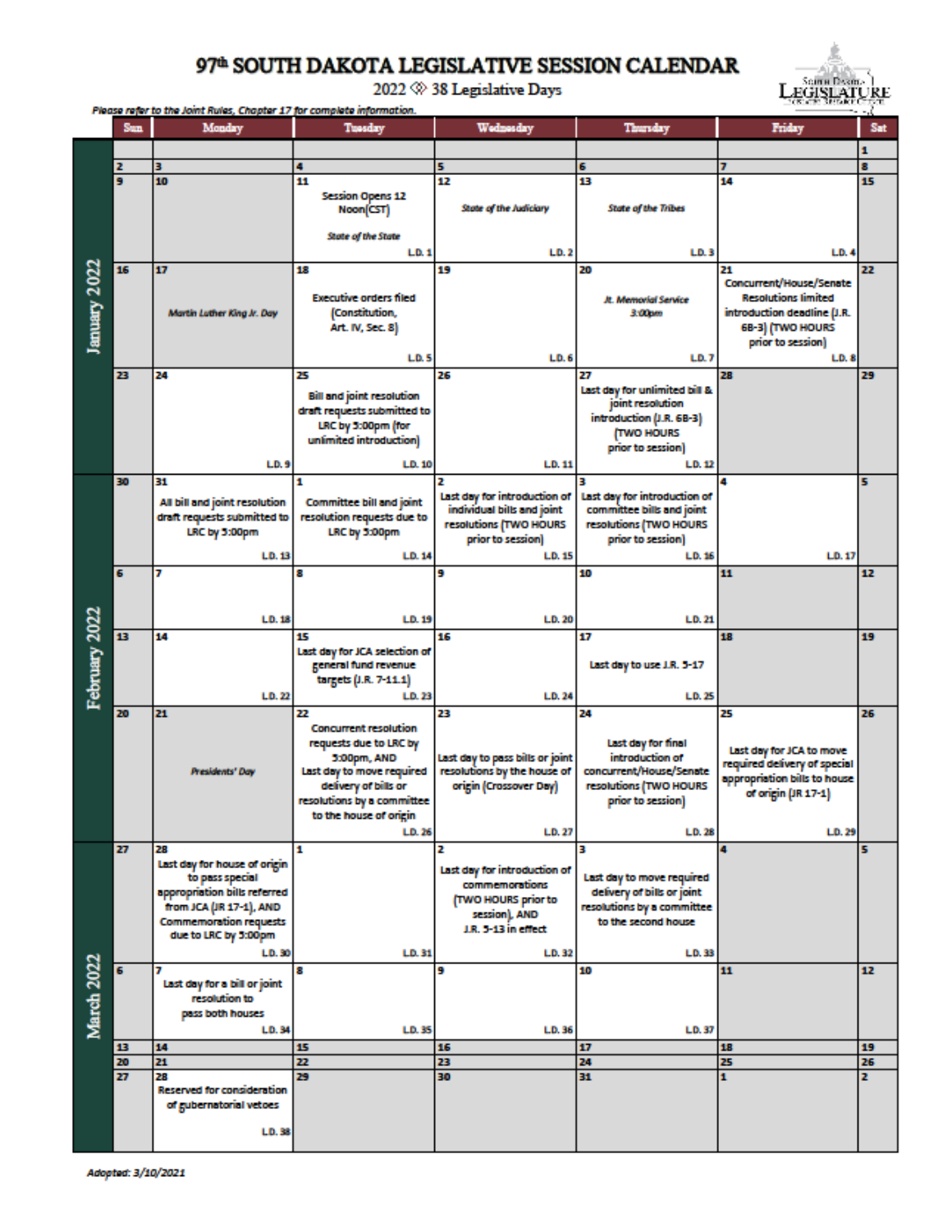# 97th SOUTH DAKOTA LEGISLATIVE SESSION CALENDAR

2022 ◈ 38 Legislative Days

*Please refer to the Joint Rules, Chapter 17 for complete information.*

| Month | Sun | Monday | Tuesday | Wednesday | Thursday | Friday | Sat |
|---|---|---|---|---|---|---|---|
| January 2022 | | | | | | | 1 |
| | 2 | 3 | 4 | 5 | 6 | 7 | 8 |
| | 9 | 10 | 11 Session Opens 12 Noon(CST) *State of the State* L.D. 1 | 12 *State of the Judiciary* L.D. 2 | 13 *State of the Tribes* L.D. 3 | 14 L.D. 4 | 15 |
| | 16 | 17 *Martin Luther King Jr. Day* | 18 Executive orders filed (Constitution, Art. IV, Sec. 8) L.D. 5 | 19 L.D. 6 | 20 *Jt. Memorial Service 3:00pm* L.D. 7 | 21 Concurrent/House/Senate Resolutions limited introduction deadline (J.R. 6B-3) (TWO HOURS prior to session) L.D. 8 | 22 |
| | 23 | 24 L.D. 9 | 25 Bill and joint resolution draft requests submitted to LRC by 5:00pm (for unlimited introduction) L.D. 10 | 26 L.D. 11 | 27 Last day for unlimited bill & joint resolution introduction (J.R. 6B-3) (TWO HOURS prior to session) L.D. 12 | 28 | 29 |
| February 2022 | 30 | 31 All bill and joint resolution draft requests submitted to LRC by 5:00pm L.D. 13 | 1 Committee bill and joint resolution requests due to LRC by 5:00pm L.D. 14 | 2 Last day for introduction of individual bills and joint resolutions (TWO HOURS prior to session) L.D. 15 | 3 Last day for introduction of committee bills and joint resolutions (TWO HOURS prior to session) L.D. 16 | 4 L.D. 17 | 5 |
| | 6 | 7 L.D. 18 | 8 L.D. 19 | 9 L.D. 20 | 10 L.D. 21 | 11 | 12 |
| | 13 | 14 L.D. 22 | 15 Last day for JCA selection of general fund revenue targets (J.R. 7-11.1) L.D. 23 | 16 L.D. 24 | 17 Last day to use J.R. 5-17 L.D. 25 | 18 | 19 |
| | 20 | 21 *Presidents' Day* | 22 Concurrent resolution requests due to LRC by 5:00pm, AND Last day to move required delivery of bills or resolutions by a committee to the house of origin L.D. 26 | 23 Last day to pass bills or joint resolutions by the house of origin (Crossover Day) L.D. 27 | 24 Last day for final introduction of concurrent/House/Senate resolutions (TWO HOURS prior to session) L.D. 28 | 25 Last day for JCA to move required delivery of special appropriation bills to house of origin (JR 17-1) L.D. 29 | 26 |
| March 2022 | 27 | 28 Last day for house of origin to pass special appropriation bills referred from JCA (JR 17-1), AND Commemoration requests due to LRC by 5:00pm L.D. 30 | 1 L.D. 31 | 2 Last day for introduction of commemorations (TWO HOURS prior to session), AND J.R. 5-13 in effect L.D. 32 | 3 Last day to move required delivery of bills or joint resolutions by a committee to the second house L.D. 33 | 4 | 5 |
| | 6 | 7 Last day for a bill or joint resolution to pass both houses L.D. 34 | 8 L.D. 35 | 9 L.D. 36 | 10 L.D. 37 | 11 | 12 |
| | 13 | 14 | 15 | 16 | 17 | 18 | 19 |
| | 20 | 21 | 22 | 23 | 24 | 25 | 26 |
| | 27 | 28 Reserved for consideration of gubernatorial vetoes L.D. 38 | 29 | 30 | 31 | 1 | 2 |

*Adopted: 3/10/2021*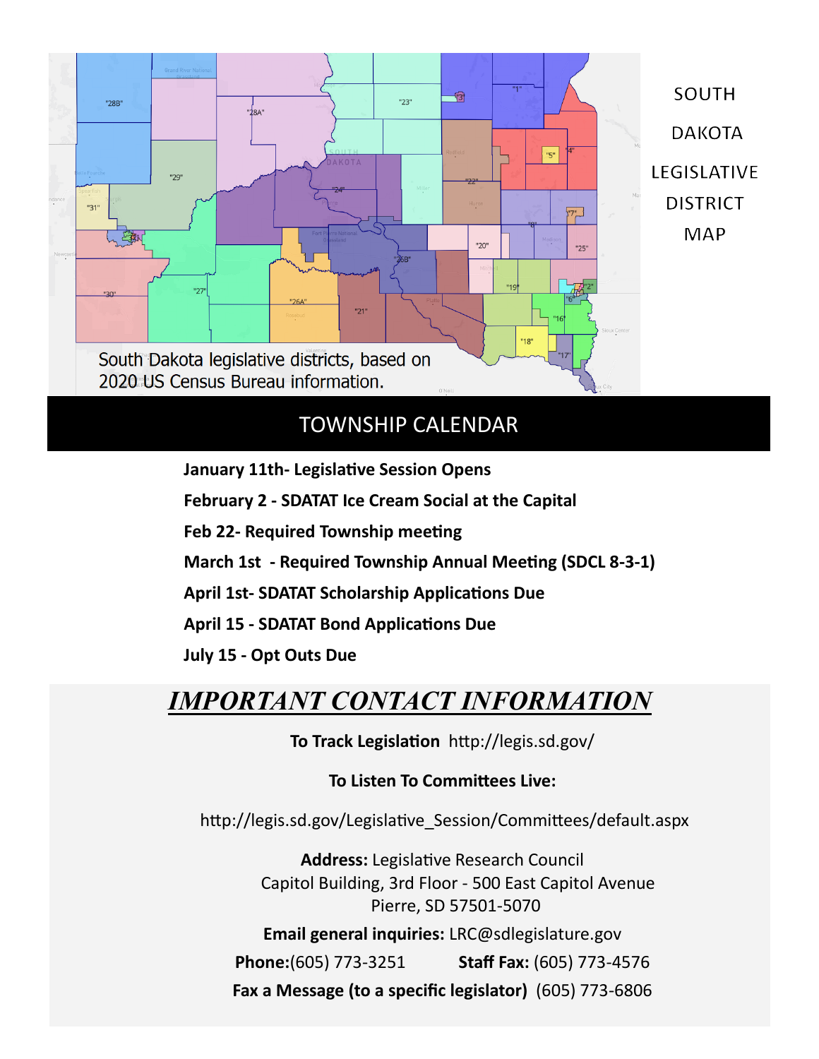SOUTH DAKOTA LEGISLATIVE DISTRICT MAP

South Dakota legislative districts, based on 2020 US Census Bureau information.

## TOWNSHIP CALENDAR

**January 11th- Legislative Session Opens**

**February 2 - SDATAT Ice Cream Social at the Capital**

**Feb 22- Required Township meeting**

**March 1st - Required Township Annual Meeting (SDCL 8-3-1)**

**April 1st- SDATAT Scholarship Applications Due**

**April 15 - SDATAT Bond Applications Due**

**July 15 - Opt Outs Due**

## ***IMPORTANT CONTACT INFORMATION***

**To Track Legislation** http://legis.sd.gov/

**To Listen To Committees Live:**

http://legis.sd.gov/Legislative_Session/Committees/default.aspx

**Address:** Legislative Research Council
Capitol Building, 3rd Floor - 500 East Capitol Avenue
Pierre, SD 57501-5070

**Email general inquiries:** LRC@sdlegislature.gov

**Phone:**(605) 773-3251 **Staff Fax:** (605) 773-4576

**Fax a Message (to a specific legislator)** (605) 773-6806